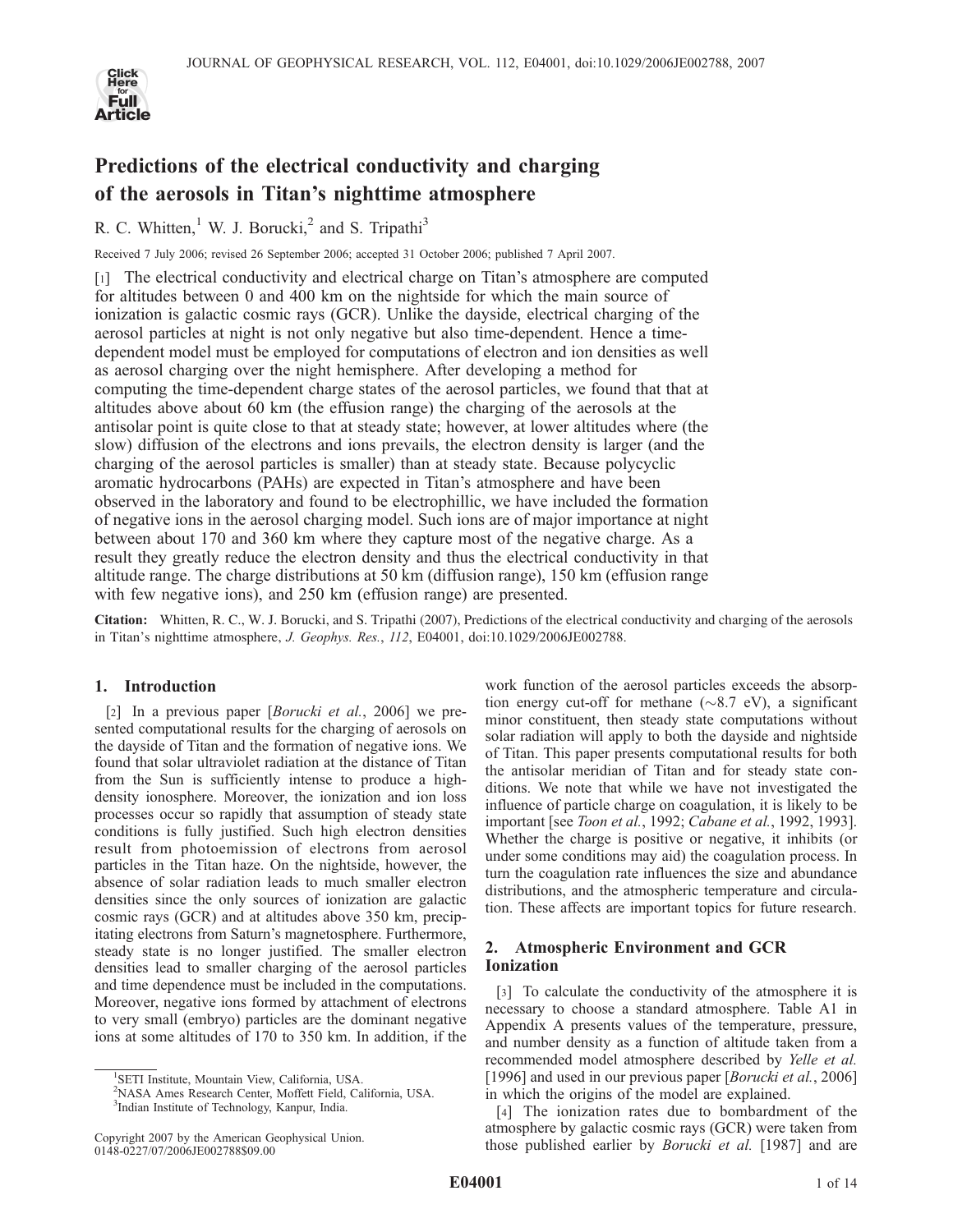# Predictions of the electrical conductivity and charging of the aerosols in Titan's nighttime atmosphere

R. C. Whitten,[1] W. J. Borucki,[2] and S. Tripathi[3]

Received 7 July 2006; revised 26 September 2006; accepted 31 October 2006; published 7 April 2007.

[1] The electrical conductivity and electrical charge on Titan's atmosphere are computed for altitudes between 0 and 400 km on the nightside for which the main source of ionization is galactic cosmic rays (GCR). Unlike the dayside, electrical charging of the aerosol particles at night is not only negative but also time-dependent. Hence a time-dependent model must be employed for computations of electron and ion densities as well as aerosol charging over the night hemisphere. After developing a method for computing the time-dependent charge states of the aerosol particles, we found that that at altitudes above about 60 km (the effusion range) the charging of the aerosols at the antisolar point is quite close to that at steady state; however, at lower altitudes where (the slow) diffusion of the electrons and ions prevails, the electron density is larger (and the charging of the aerosol particles is smaller) than at steady state. Because polycyclic aromatic hydrocarbons (PAHs) are expected in Titan's atmosphere and have been observed in the laboratory and found to be electrophillic, we have included the formation of negative ions in the aerosol charging model. Such ions are of major importance at night between about 170 and 360 km where they capture most of the negative charge. As a result they greatly reduce the electron density and thus the electrical conductivity in that altitude range. The charge distributions at 50 km (diffusion range), 150 km (effusion range with few negative ions), and 250 km (effusion range) are presented.

**Citation:** Whitten, R. C., W. J. Borucki, and S. Tripathi (2007), Predictions of the electrical conductivity and charging of the aerosols in Titan's nighttime atmosphere, *J. Geophys. Res.*, *112*, E04001, doi:10.1029/2006JE002788.

## 1. Introduction

[2] In a previous paper [*Borucki et al.*, 2006] we presented computational results for the charging of aerosols on the dayside of Titan and the formation of negative ions. We found that solar ultraviolet radiation at the distance of Titan from the Sun is sufficiently intense to produce a high-density ionosphere. Moreover, the ionization and ion loss processes occur so rapidly that assumption of steady state conditions is fully justified. Such high electron densities result from photoemission of electrons from aerosol particles in the Titan haze. On the nightside, however, the absence of solar radiation leads to much smaller electron densities since the only sources of ionization are galactic cosmic rays (GCR) and at altitudes above 350 km, precipitating electrons from Saturn's magnetosphere. Furthermore, steady state is no longer justified. The smaller electron densities lead to smaller charging of the aerosol particles and time dependence must be included in the computations. Moreover, negative ions formed by attachment of electrons to very small (embryo) particles are the dominant negative ions at some altitudes of 170 to 350 km. In addition, if the work function of the aerosol particles exceeds the absorption energy cut-off for methane (~8.7 eV), a significant minor constituent, then steady state computations without solar radiation will apply to both the dayside and nightside of Titan. This paper presents computational results for both the antisolar meridian of Titan and for steady state conditions. We note that while we have not investigated the influence of particle charge on coagulation, it is likely to be important [see *Toon et al.*, 1992; *Cabane et al.*, 1992, 1993]. Whether the charge is positive or negative, it inhibits (or under some conditions may aid) the coagulation process. In turn the coagulation rate influences the size and abundance distributions, and the atmospheric temperature and circulation. These affects are important topics for future research.

## 2. Atmospheric Environment and GCR Ionization

[3] To calculate the conductivity of the atmosphere it is necessary to choose a standard atmosphere. Table A1 in Appendix A presents values of the temperature, pressure, and number density as a function of altitude taken from a recommended model atmosphere described by *Yelle et al.* [1996] and used in our previous paper [*Borucki et al.*, 2006] in which the origins of the model are explained.

[4] The ionization rates due to bombardment of the atmosphere by galactic cosmic rays (GCR) were taken from those published earlier by *Borucki et al.* [1987] and are

[1] SETI Institute, Mountain View, California, USA.
[2] NASA Ames Research Center, Moffett Field, California, USA.
[3] Indian Institute of Technology, Kanpur, India.

Copyright 2007 by the American Geophysical Union.
0148-0227/07/2006JE002788$09.00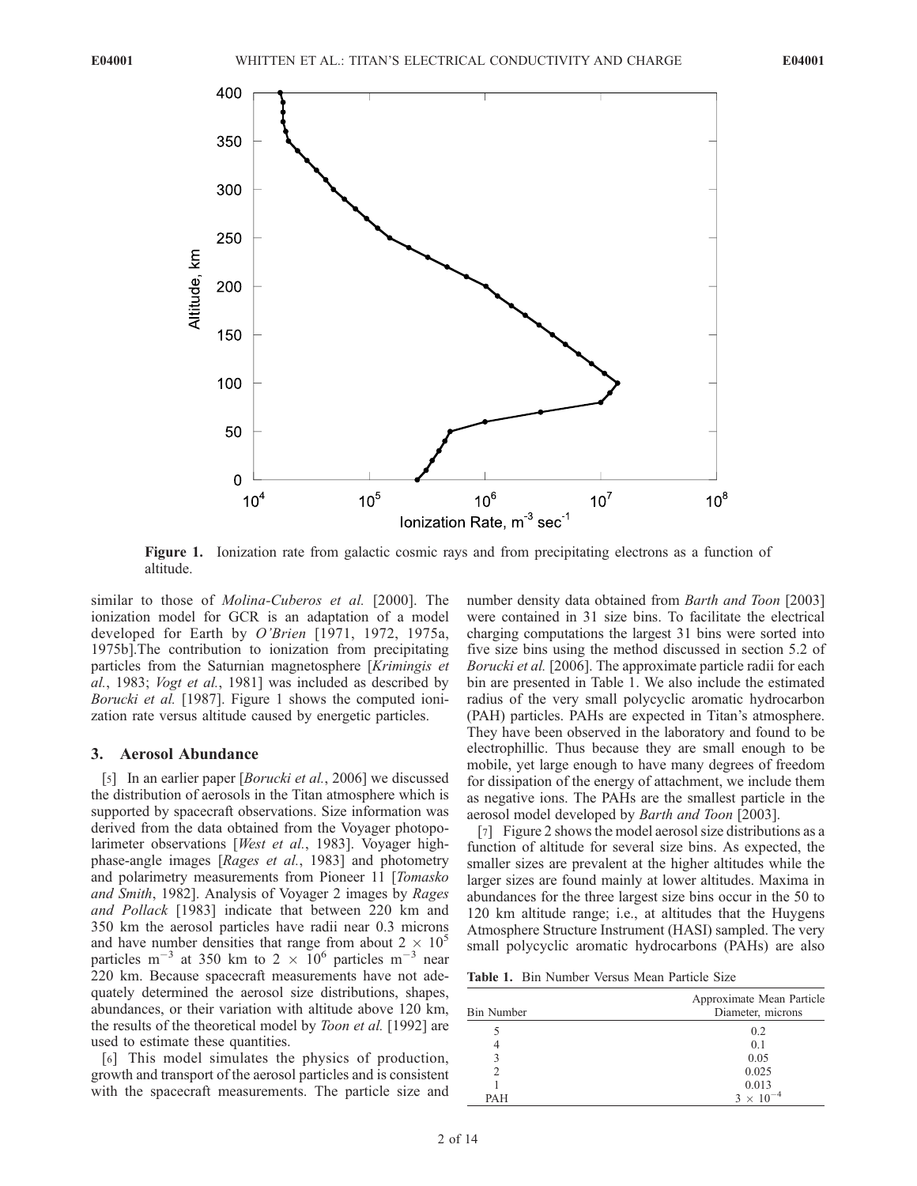Figure 1. Ionization rate from galactic cosmic rays and from precipitating electrons as a function of altitude.

similar to those of *Molina-Cuberos et al.* [2000]. The ionization model for GCR is an adaptation of a model developed for Earth by *O'Brien* [1971, 1972, 1975a, 1975b].The contribution to ionization from precipitating particles from the Saturnian magnetosphere [*Krimingis et al.*, 1983; *Vogt et al.*, 1981] was included as described by *Borucki et al.* [1987]. Figure 1 shows the computed ionization rate versus altitude caused by energetic particles.

## 3. Aerosol Abundance

[5] In an earlier paper [*Borucki et al.*, 2006] we discussed the distribution of aerosols in the Titan atmosphere which is supported by spacecraft observations. Size information was derived from the data obtained from the Voyager photopolarimeter observations [*West et al.*, 1983]. Voyager high-phase-angle images [*Rages et al.*, 1983] and photometry and polarimetry measurements from Pioneer 11 [*Tomasko and Smith*, 1982]. Analysis of Voyager 2 images by *Rages and Pollack* [1983] indicate that between 220 km and 350 km the aerosol particles have radii near 0.3 microns and have number densities that range from about $2 \times 10^5$ particles $m^{-3}$ at 350 km to $2 \times 10^6$ particles $m^{-3}$ near 220 km. Because spacecraft measurements have not adequately determined the aerosol size distributions, shapes, abundances, or their variation with altitude above 120 km, the results of the theoretical model by *Toon et al.* [1992] are used to estimate these quantities.

[6] This model simulates the physics of production, growth and transport of the aerosol particles and is consistent with the spacecraft measurements. The particle size and number density data obtained from *Barth and Toon* [2003] were contained in 31 size bins. To facilitate the electrical charging computations the largest 31 bins were sorted into five size bins using the method discussed in section 5.2 of *Borucki et al.* [2006]. The approximate particle radii for each bin are presented in Table 1. We also include the estimated radius of the very small polycyclic aromatic hydrocarbon (PAH) particles. PAHs are expected in Titan's atmosphere. They have been observed in the laboratory and found to be electrophillic. Thus because they are small enough to be mobile, yet large enough to have many degrees of freedom for dissipation of the energy of attachment, we include them as negative ions. The PAHs are the smallest particle in the aerosol model developed by *Barth and Toon* [2003].

[7] Figure 2 shows the model aerosol size distributions as a function of altitude for several size bins. As expected, the smaller sizes are prevalent at the higher altitudes while the larger sizes are found mainly at lower altitudes. Maxima in abundances for the three largest size bins occur in the 50 to 120 km altitude range; i.e., at altitudes that the Huygens Atmosphere Structure Instrument (HASI) sampled. The very small polycyclic aromatic hydrocarbons (PAHs) are also

**Table 1.** Bin Number Versus Mean Particle Size

| Bin Number | Approximate Mean Particle Diameter, microns |
|---|---|
| 5 | 0.2 |
| 4 | 0.1 |
| 3 | 0.05 |
| 2 | 0.025 |
| 1 | 0.013 |
| PAH | $3 \times 10^{-4}$ |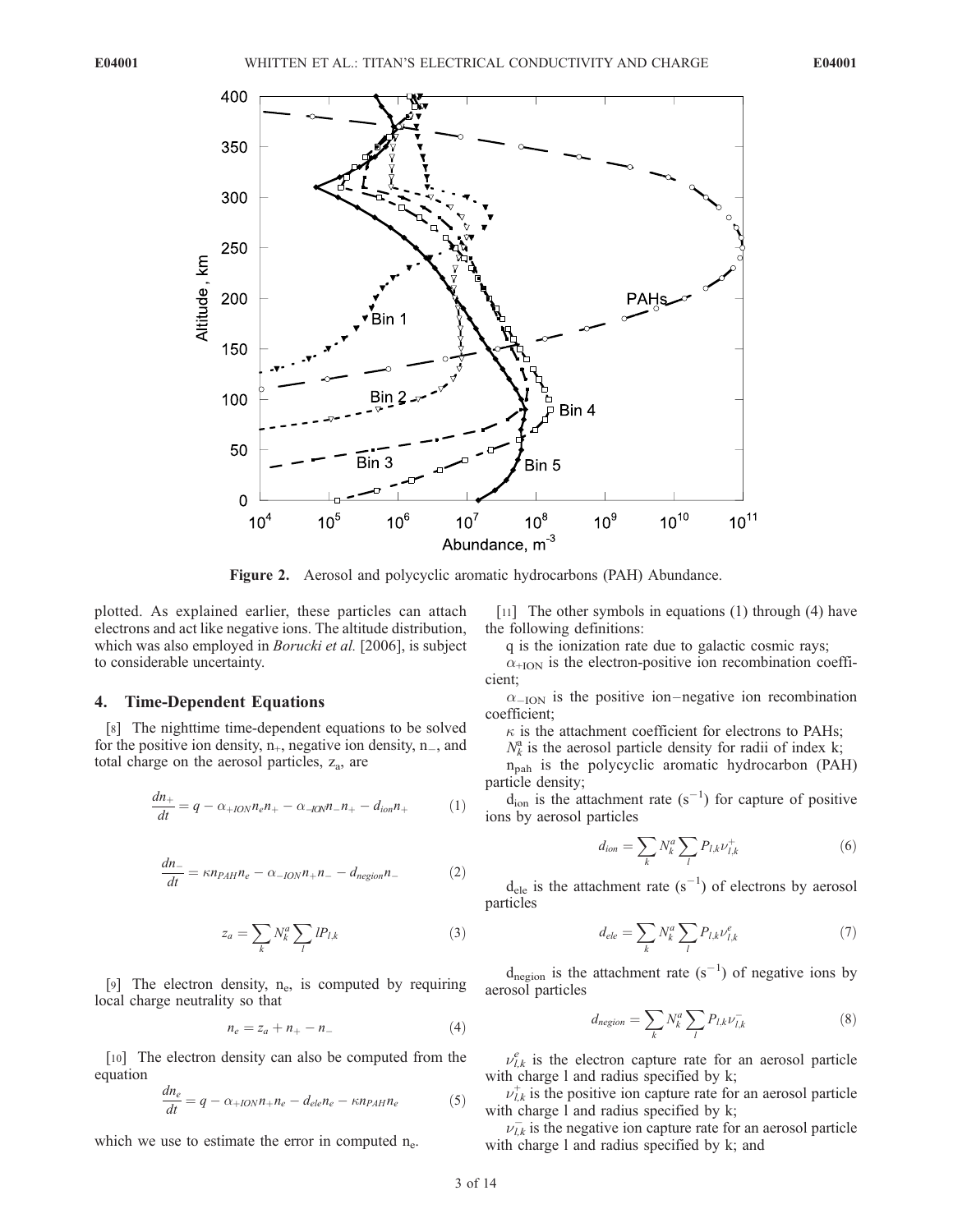Figure 2. Aerosol and polycyclic aromatic hydrocarbons (PAH) Abundance.

plotted. As explained earlier, these particles can attach electrons and act like negative ions. The altitude distribution, which was also employed in *Borucki et al.* [2006], is subject to considerable uncertainty.

## 4. Time-Dependent Equations

[8] The nighttime time-dependent equations to be solved for the positive ion density, $n_+$, negative ion density, $n_-$, and total charge on the aerosol particles, $z_a$, are

$$\frac{dn_+}{dt} = q - \alpha_{+ION} n_e n_+ - \alpha_{-ION} n_- n_+ - d_{ion} n_+ \qquad (1)$$

$$\frac{dn_-}{dt} = \kappa n_{PAH} n_e - \alpha_{-ION} n_+ n_- - d_{negion} n_- \qquad (2)$$

$$z_a = \sum_k N_k^a \sum_l l P_{l,k} \qquad (3)$$

[9] The electron density, $n_e$, is computed by requiring local charge neutrality so that

$$n_e = z_a + n_+ - n_- \qquad (4)$$

[10] The electron density can also be computed from the equation

$$\frac{dn_e}{dt} = q - \alpha_{+ION} n_+ n_e - d_{ele} n_e - \kappa n_{PAH} n_e \qquad (5)$$

which we use to estimate the error in computed $n_e$.

[11] The other symbols in equations (1) through (4) have the following definitions:

$q$ is the ionization rate due to galactic cosmic rays;

$\alpha_{+ION}$ is the electron-positive ion recombination coefficient;

$\alpha_{-ION}$ is the positive ion–negative ion recombination coefficient;

$\kappa$ is the attachment coefficient for electrons to PAHs;

$N_k^a$ is the aerosol particle density for radii of index k;

$n_{pah}$ is the polycyclic aromatic hydrocarbon (PAH) particle density;

$d_{ion}$ is the attachment rate ($s^{-1}$) for capture of positive ions by aerosol particles

$$d_{ion} = \sum_k N_k^a \sum_l P_{l,k} \nu_{l,k}^+ \qquad (6)$$

$d_{ele}$ is the attachment rate ($s^{-1}$) of electrons by aerosol particles

$$d_{ele} = \sum_k N_k^a \sum_l P_{l,k} \nu_{l,k}^e \qquad (7)$$

$d_{negion}$ is the attachment rate ($s^{-1}$) of negative ions by aerosol particles

$$d_{negion} = \sum_k N_k^a \sum_l P_{l,k} \nu_{l,k}^- \qquad (8)$$

$\nu_{l,k}^e$ is the electron capture rate for an aerosol particle with charge l and radius specified by k;

$\nu_{l,k}^+$ is the positive ion capture rate for an aerosol particle with charge l and radius specified by k;

$\nu_{l,k}^-$ is the negative ion capture rate for an aerosol particle with charge l and radius specified by k; and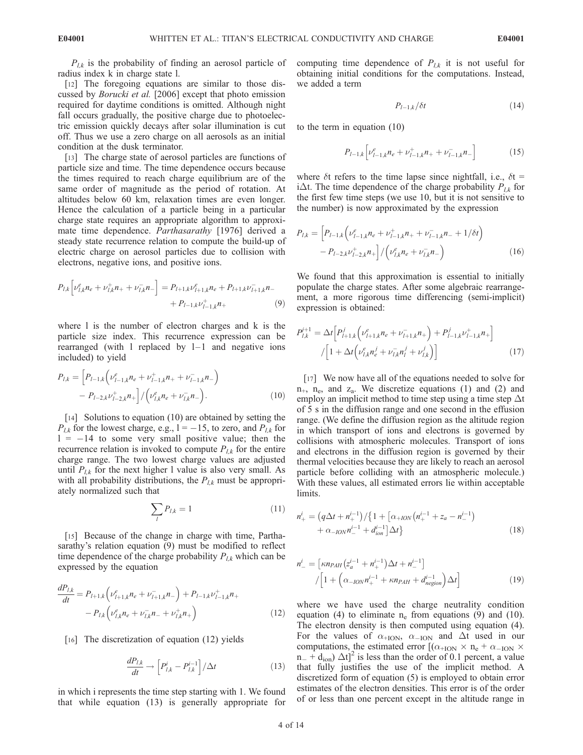$P_{l,k}$ is the probability of finding an aerosol particle of radius index k in charge state l.

[12] The foregoing equations are similar to those discussed by *Borucki et al.* [2006] except that photo emission required for daytime conditions is omitted. Although night fall occurs gradually, the positive charge due to photoelectric emission quickly decays after solar illumination is cut off. Thus we use a zero charge on all aerosols as an initial condition at the dusk terminator.

[13] The charge state of aerosol particles are functions of particle size and time. The time dependence occurs because the times required to reach charge equilibrium are of the same order of magnitude as the period of rotation. At altitudes below 60 km, relaxation times are even longer. Hence the calculation of a particle being in a particular charge state requires an appropriate algorithm to approximate time dependence. *Parthasarathy* [1976] derived a steady state recurrence relation to compute the build-up of electric charge on aerosol particles due to collision with electrons, negative ions, and positive ions.

$$P_{l,k}\left[\nu^{e}_{l,k}n_e + \nu^{+}_{l,k}n_+ + \nu^{-}_{l,k}n_-\right] = P_{l+1,k}\nu^{e}_{l+1,k}n_e + P_{l+1,k}\nu^{-}_{l+1,k}n_- + P_{l-1,k}\nu^{+}_{l-1,k}n_+ \quad (9)$$

where l is the number of electron charges and k is the particle size index. This recurrence expression can be rearranged (with l replaced by l–1 and negative ions included) to yield

$$P_{l,k} = \left[P_{l-1,k}\left(\nu^{e}_{l-1,k}n_e + \nu^{+}_{l-1,k}n_+ + \nu^{-}_{l-1,k}n_-\right) - P_{l-2,k}\nu^{+}_{l-2,k}n_+\right] / \left(\nu^{e}_{l,k}n_e + \nu^{-}_{l,k}n_-\right). \quad (10)$$

[14] Solutions to equation (10) are obtained by setting the $P_{l,k}$ for the lowest charge, e.g., $l = -15$, to zero, and $P_{l,k}$ for $l = -14$ to some very small positive value; then the recurrence relation is invoked to compute $P_{l,k}$ for the entire charge range. The two lowest charge values are adjusted until $P_{l,k}$ for the next higher l value is also very small. As with all probability distributions, the $P_{l,k}$ must be appropriately normalized such that

$$\sum_{l} P_{l,k} = 1 \quad (11)$$

[15] Because of the change in charge with time, Parthasarathy's relation equation (9) must be modified to reflect time dependence of the charge probability $P_{l,k}$ which can be expressed by the equation

$$\frac{dP_{l,k}}{dt} = P_{l+1,k}\left(\nu^{e}_{l+1,k}n_e + \nu^{-}_{l+1,k}n_-\right) + P_{l-1,k}\nu^{+}_{l-1,k}n_+ - P_{l,k}\left(\nu^{e}_{l,k}n_e + \nu^{-}_{l,k}n_- + \nu^{+}_{l,k}n_+\right) \quad (12)$$

[16] The discretization of equation (12) yields

$$\frac{dP_{l,k}}{dt} \rightarrow \left[P^{i}_{l,k} - P^{i-1}_{l,k}\right]/\Delta t \quad (13)$$

in which i represents the time step starting with 1. We found that while equation (13) is generally appropriate for computing time dependence of $P_{l,k}$ it is not useful for obtaining initial conditions for the computations. Instead, we added a term

$$P_{l-1,k}/\delta t \quad (14)$$

to the term in equation (10)

$$P_{l-1,k}\left[\nu^{e}_{l-1,k}n_e + \nu^{+}_{l-1,k}n_+ + \nu^{-}_{l-1,k}n_-\right] \quad (15)$$

where $\delta t$ refers to the time lapse since nightfall, i.e., $\delta t = i\Delta t$. The time dependence of the charge probability $P_{l,k}$ for the first few time steps (we use 10, but it is not sensitive to the number) is now approximated by the expression

$$P_{l,k} = \left[P_{l-1,k}\left(\nu^{e}_{l-1,k}n_e + \nu^{+}_{l-1,k}n_+ + \nu^{-}_{l-1,k}n_- + 1/\delta t\right) - P_{l-2,k}\nu^{+}_{l-2,k}n_+\right] / \left(\nu^{e}_{l,k}n_e + \nu^{-}_{l,k}n_-\right) \quad (16)$$

We found that this approximation is essential to initially populate the charge states. After some algebraic rearrangement, a more rigorous time differencing (semi-implicit) expression is obtained:

$$P^{i+1}_{l,k} = \Delta t\left[P^{j}_{l+1,k}\left(\nu^{e}_{l+1,k}n_e + \nu^{-}_{l+1,k}n_+\right) + P^{j}_{l-1,k}\nu^{+}_{l-1,k}n_+\right] / \left[1 + \Delta t\left(\nu^{e}_{l,k}n^{j}_{e} + \nu^{-}_{l,k}n^{j}_{l} + \nu^{j}_{l,k}\right)\right] \quad (17)$$

[17] We now have all of the equations needed to solve for $n_+$, $n_e$, and $z_a$. We discretize equations (1) and (2) and employ an implicit method to time step using a time step $\Delta t$ of 5 s in the diffusion range and one second in the effusion range. (We define the diffusion region as the altitude region in which transport of ions and electrons is governed by collisions with atmospheric molecules. Transport of ions and electrons in the diffusion region is governed by their thermal velocities because they are likely to reach an aerosol particle before colliding with an atmospheric molecule.) With these values, all estimated errors lie within acceptable limits.

$$n^{i}_{+} = \left(q\Delta t + n^{i-1}_{+}\right) / \left\{1 + \left[\alpha_{+ION}\left(n^{i-1}_{+} + z_a - n^{i-1}_{-}\right) + \alpha_{-ION}n^{i-1}_{-} + d^{i-1}_{ion}\right]\Delta t\right\} \quad (18)$$

$$n^{i}_{-} = \left[\kappa n_{PAH}\left(z^{i-1}_{a} + n^{i-1}_{+}\right)\Delta t + n^{i-1}_{-}\right] / \left[1 + \left(\alpha_{-ION}n^{i-1}_{+} + \kappa n_{PAH} + d^{i-1}_{negion}\right)\Delta t\right] \quad (19)$$

where we have used the charge neutrality condition equation (4) to eliminate $n_e$ from equations (9) and (10). The electron density is then computed using equation (4). For the values of $\alpha_{+ION}$, $\alpha_{-ION}$ and $\Delta t$ used in our computations, the estimated error $[(\alpha_{+ION} \times n_e + \alpha_{-ION} \times n_- + d_{ion})\,\Delta t]^2$ is less than the order of 0.1 percent, a value that fully justifies the use of the implicit method. A discretized form of equation (5) is employed to obtain error estimates of the electron densities. This error is of the order of or less than one percent except in the altitude range in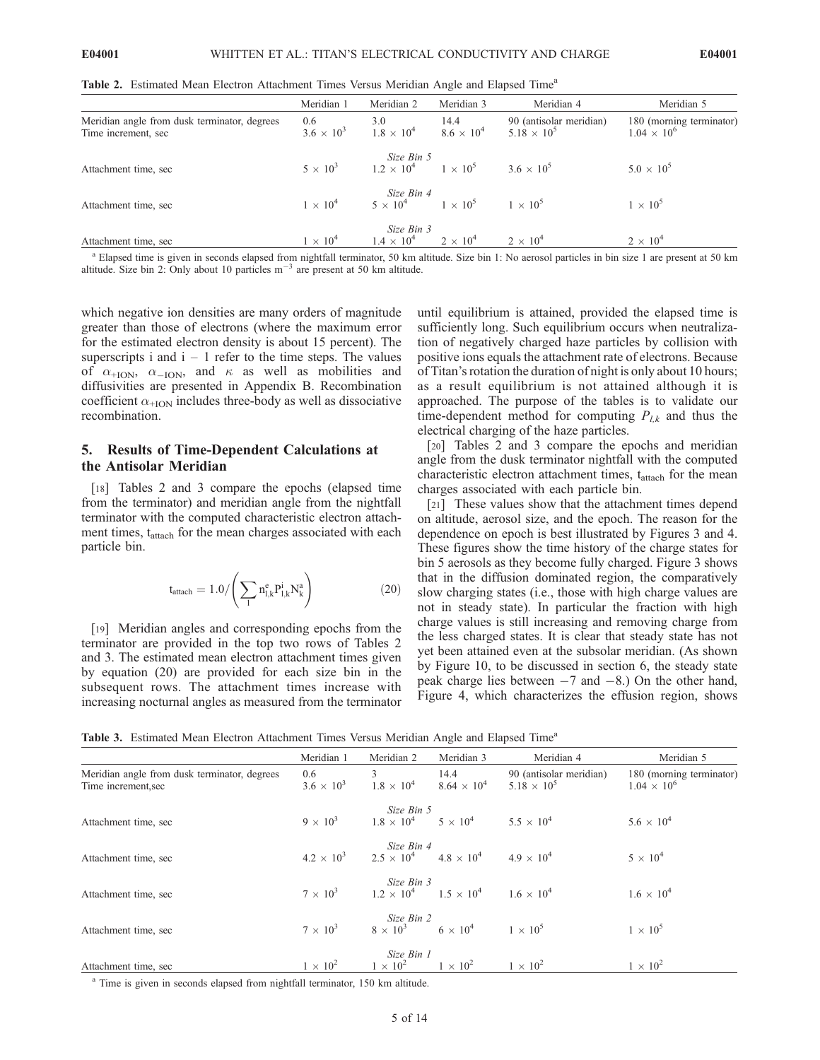**Table 2.** Estimated Mean Electron Attachment Times Versus Meridian Angle and Elapsed Time[a]

| | Meridian 1 | Meridian 2 | Meridian 3 | Meridian 4 | Meridian 5 |
|---|---|---|---|---|---|
| Meridian angle from dusk terminator, degrees | 0.6 | 3.0 | 14.4 | 90 (antisolar meridian) | 180 (morning terminator) |
| Time increment, sec | $3.6 \times 10^3$ | $1.8 \times 10^4$ | $8.6 \times 10^4$ | $5.18 \times 10^5$ | $1.04 \times 10^6$ |
| | | *Size Bin 5* | | | |
| Attachment time, sec | $5 \times 10^3$ | $1.2 \times 10^4$ | $1 \times 10^5$ | $3.6 \times 10^5$ | $5.0 \times 10^5$ |
| | | *Size Bin 4* | | | |
| Attachment time, sec | $1 \times 10^4$ | $5 \times 10^4$ | $1 \times 10^5$ | $1 \times 10^5$ | $1 \times 10^5$ |
| | | *Size Bin 3* | | | |
| Attachment time, sec | $1 \times 10^4$ | $1.4 \times 10^4$ | $2 \times 10^4$ | $2 \times 10^4$ | $2 \times 10^4$ |

[a] Elapsed time is given in seconds elapsed from nightfall terminator, 50 km altitude. Size bin 1: No aerosol particles in bin size 1 are present at 50 km altitude. Size bin 2: Only about 10 particles $m^{-3}$ are present at 50 km altitude.

which negative ion densities are many orders of magnitude greater than those of electrons (where the maximum error for the estimated electron density is about 15 percent). The superscripts i and i − 1 refer to the time steps. The values of $\alpha_{+ION}$, $\alpha_{-ION}$, and $\kappa$ as well as mobilities and diffusivities are presented in Appendix B. Recombination coefficient $\alpha_{+ION}$ includes three-body as well as dissociative recombination.

## 5. Results of Time-Dependent Calculations at the Antisolar Meridian

[18] Tables 2 and 3 compare the epochs (elapsed time from the terminator) and meridian angle from the nightfall terminator with the computed characteristic electron attachment times, $t_{attach}$ for the mean charges associated with each particle bin.

$$t_{attach} = 1.0 / \left( \sum_{l} n^{e}_{l,k} P^{i}_{l,k} N^{a}_{k} \right) \quad (20)$$

[19] Meridian angles and corresponding epochs from the terminator are provided in the top two rows of Tables 2 and 3. The estimated mean electron attachment times given by equation (20) are provided for each size bin in the subsequent rows. The attachment times increase with increasing nocturnal angles as measured from the terminator until equilibrium is attained, provided the elapsed time is sufficiently long. Such equilibrium occurs when neutralization of negatively charged haze particles by collision with positive ions equals the attachment rate of electrons. Because of Titan's rotation the duration of night is only about 10 hours; as a result equilibrium is not attained although it is approached. The purpose of the tables is to validate our time-dependent method for computing $P_{l,k}$ and thus the electrical charging of the haze particles.

[20] Tables 2 and 3 compare the epochs and meridian angle from the dusk terminator nightfall with the computed characteristic electron attachment times, $t_{attach}$ for the mean charges associated with each particle bin.

[21] These values show that the attachment times depend on altitude, aerosol size, and the epoch. The reason for the dependence on epoch is best illustrated by Figures 3 and 4. These figures show the time history of the charge states for bin 5 aerosols as they become fully charged. Figure 3 shows that in the diffusion dominated region, the comparatively slow charging states (i.e., those with high charge values are not in steady state). In particular the fraction with high charge values is still increasing and removing charge from the less charged states. It is clear that steady state has not yet been attained even at the subsolar meridian. (As shown by Figure 10, to be discussed in section 6, the steady state peak charge lies between −7 and −8.) On the other hand, Figure 4, which characterizes the effusion region, shows

**Table 3.** Estimated Mean Electron Attachment Times Versus Meridian Angle and Elapsed Time[a]

| | Meridian 1 | Meridian 2 | Meridian 3 | Meridian 4 | Meridian 5 |
|---|---|---|---|---|---|
| Meridian angle from dusk terminator, degrees | 0.6 | 3 | 14.4 | 90 (antisolar meridian) | 180 (morning terminator) |
| Time increment,sec | $3.6 \times 10^3$ | $1.8 \times 10^4$ | $8.64 \times 10^4$ | $5.18 \times 10^5$ | $1.04 \times 10^6$ |
| | | *Size Bin 5* | | | |
| Attachment time, sec | $9 \times 10^3$ | $1.8 \times 10^4$ | $5 \times 10^4$ | $5.5 \times 10^4$ | $5.6 \times 10^4$ |
| | | *Size Bin 4* | | | |
| Attachment time, sec | $4.2 \times 10^3$ | $2.5 \times 10^4$ | $4.8 \times 10^4$ | $4.9 \times 10^4$ | $5 \times 10^4$ |
| | | *Size Bin 3* | | | |
| Attachment time, sec | $7 \times 10^3$ | $1.2 \times 10^4$ | $1.5 \times 10^4$ | $1.6 \times 10^4$ | $1.6 \times 10^4$ |
| | | *Size Bin 2* | | | |
| Attachment time, sec | $7 \times 10^3$ | $8 \times 10^3$ | $6 \times 10^4$ | $1 \times 10^5$ | $1 \times 10^5$ |
| | | *Size Bin 1* | | | |
| Attachment time, sec | $1 \times 10^2$ | $1 \times 10^2$ | $1 \times 10^2$ | $1 \times 10^2$ | $1 \times 10^2$ |

[a] Time is given in seconds elapsed from nightfall terminator, 150 km altitude.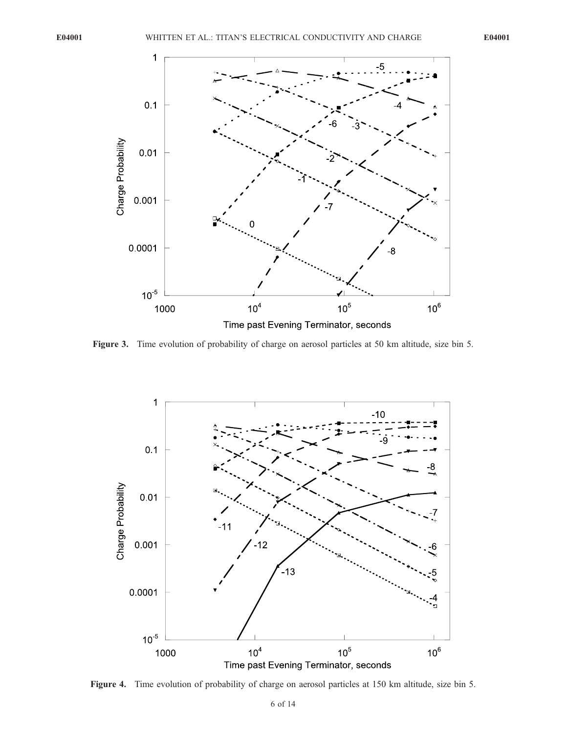**Figure 3.** Time evolution of probability of charge on aerosol particles at 50 km altitude, size bin 5.

**Figure 4.** Time evolution of probability of charge on aerosol particles at 150 km altitude, size bin 5.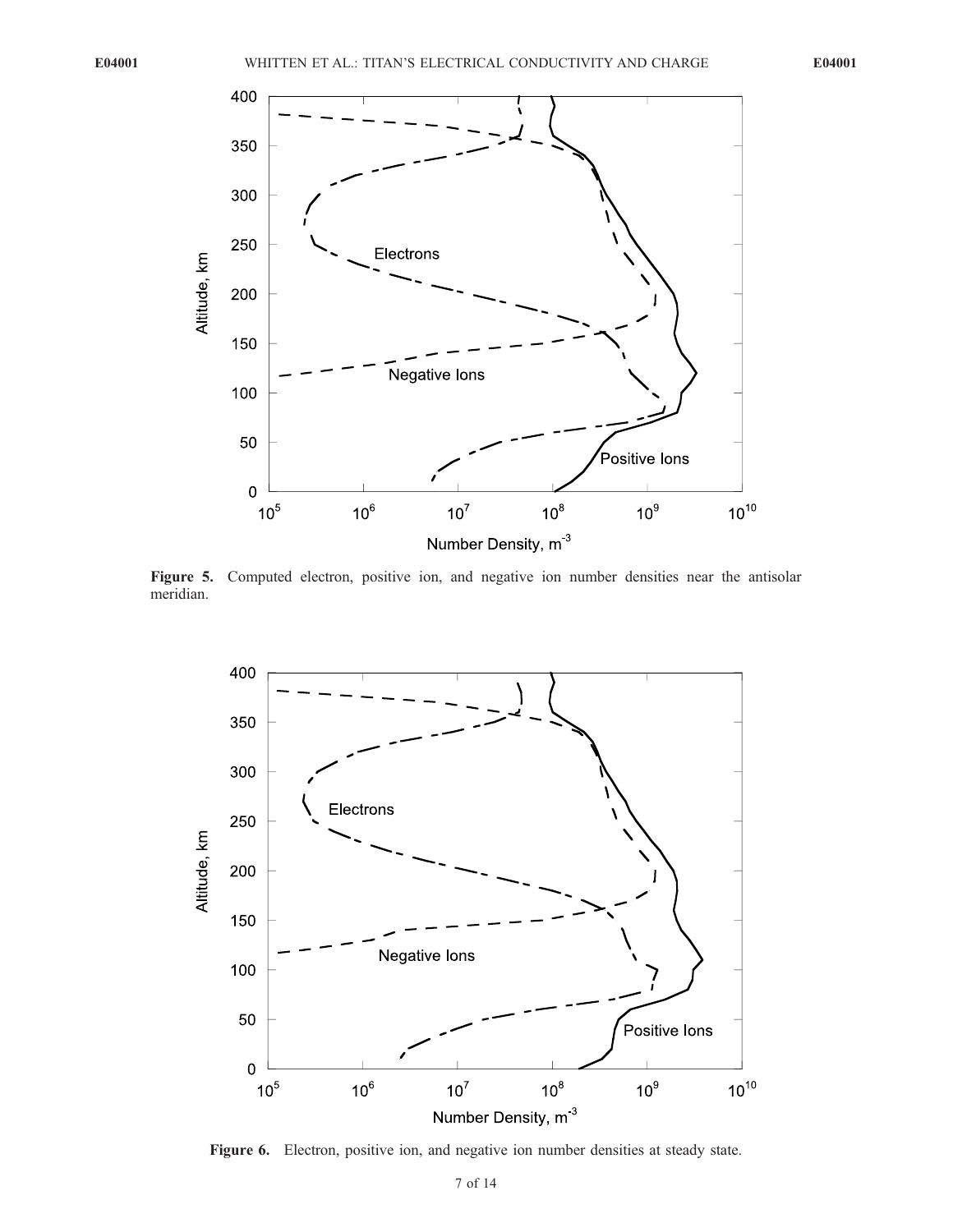**Figure 5.** Computed electron, positive ion, and negative ion number densities near the antisolar meridian.

**Figure 6.** Electron, positive ion, and negative ion number densities at steady state.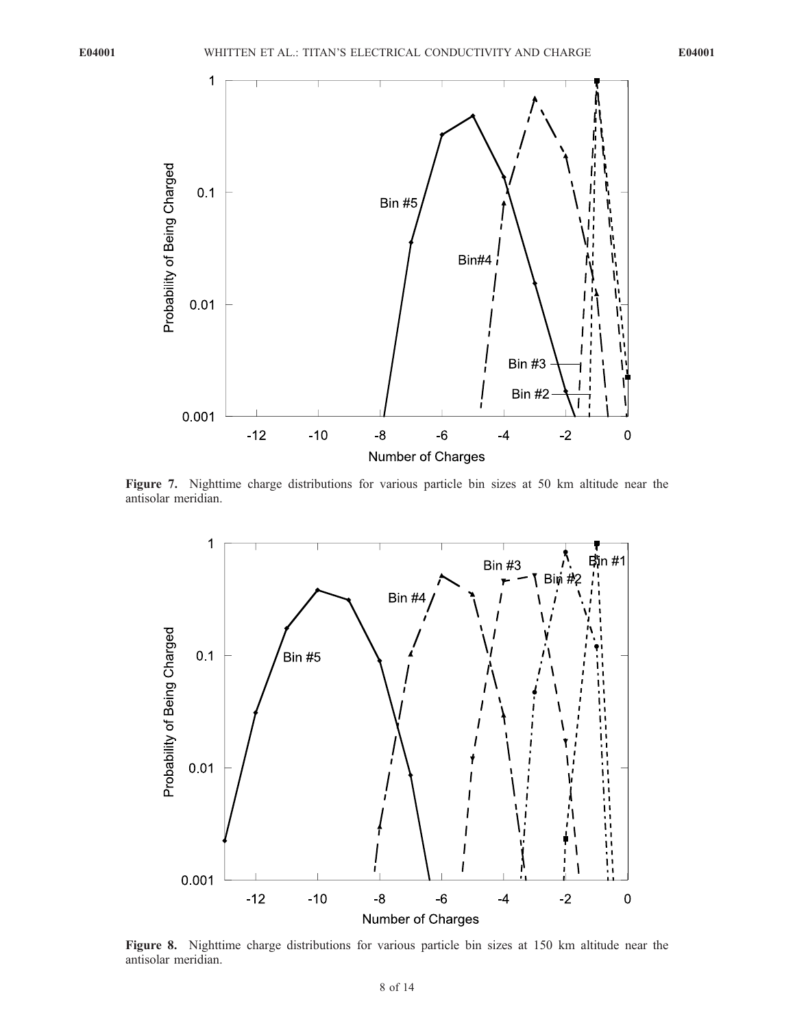**Figure 7.** Nighttime charge distributions for various particle bin sizes at 50 km altitude near the antisolar meridian.

**Figure 8.** Nighttime charge distributions for various particle bin sizes at 150 km altitude near the antisolar meridian.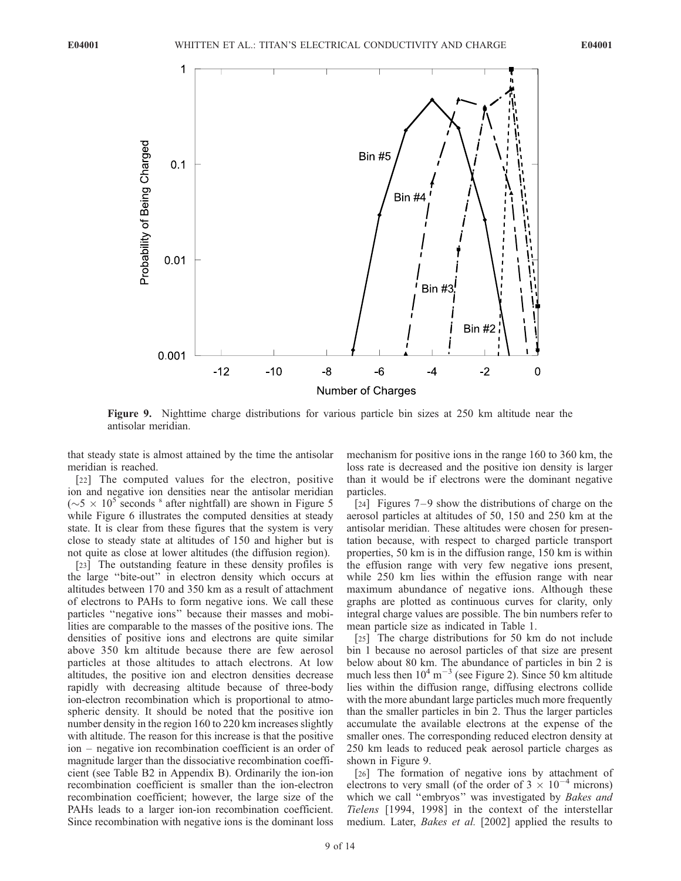**Figure 9.** Nighttime charge distributions for various particle bin sizes at 250 km altitude near the antisolar meridian.

that steady state is almost attained by the time the antisolar meridian is reached.

[22] The computed values for the electron, positive ion and negative ion densities near the antisolar meridian ($\sim 5 \times 10^5$ seconds s after nightfall) are shown in Figure 5 while Figure 6 illustrates the computed densities at steady state. It is clear from these figures that the system is very close to steady state at altitudes of 150 and higher but is not quite as close at lower altitudes (the diffusion region).

[23] The outstanding feature in these density profiles is the large "bite-out" in electron density which occurs at altitudes between 170 and 350 km as a result of attachment of electrons to PAHs to form negative ions. We call these particles "negative ions" because their masses and mobilities are comparable to the masses of the positive ions. The densities of positive ions and electrons are quite similar above 350 km altitude because there are few aerosol particles at those altitudes to attach electrons. At low altitudes, the positive ion and electron densities decrease rapidly with decreasing altitude because of three-body ion-electron recombination which is proportional to atmospheric density. It should be noted that the positive ion number density in the region 160 to 220 km increases slightly with altitude. The reason for this increase is that the positive ion – negative ion recombination coefficient is an order of magnitude larger than the dissociative recombination coefficient (see Table B2 in Appendix B). Ordinarily the ion-ion recombination coefficient is smaller than the ion-electron recombination coefficient; however, the large size of the PAHs leads to a larger ion-ion recombination coefficient. Since recombination with negative ions is the dominant loss mechanism for positive ions in the range 160 to 360 km, the loss rate is decreased and the positive ion density is larger than it would be if electrons were the dominant negative particles.

[24] Figures 7–9 show the distributions of charge on the aerosol particles at altitudes of 50, 150 and 250 km at the antisolar meridian. These altitudes were chosen for presentation because, with respect to charged particle transport properties, 50 km is in the diffusion range, 150 km is within the effusion range with very few negative ions present, while 250 km lies within the effusion range with near maximum abundance of negative ions. Although these graphs are plotted as continuous curves for clarity, only integral charge values are possible. The bin numbers refer to mean particle size as indicated in Table 1.

[25] The charge distributions for 50 km do not include bin 1 because no aerosol particles of that size are present below about 80 km. The abundance of particles in bin 2 is much less then $10^4$ m$^{-3}$ (see Figure 2). Since 50 km altitude lies within the diffusion range, diffusing electrons collide with the more abundant large particles much more frequently than the smaller particles in bin 2. Thus the larger particles accumulate the available electrons at the expense of the smaller ones. The corresponding reduced electron density at 250 km leads to reduced peak aerosol particle charges as shown in Figure 9.

[26] The formation of negative ions by attachment of electrons to very small (of the order of $3 \times 10^{-4}$ microns) which we call "embryos" was investigated by *Bakes and Tielens* [1994, 1998] in the context of the interstellar medium. Later, *Bakes et al.* [2002] applied the results to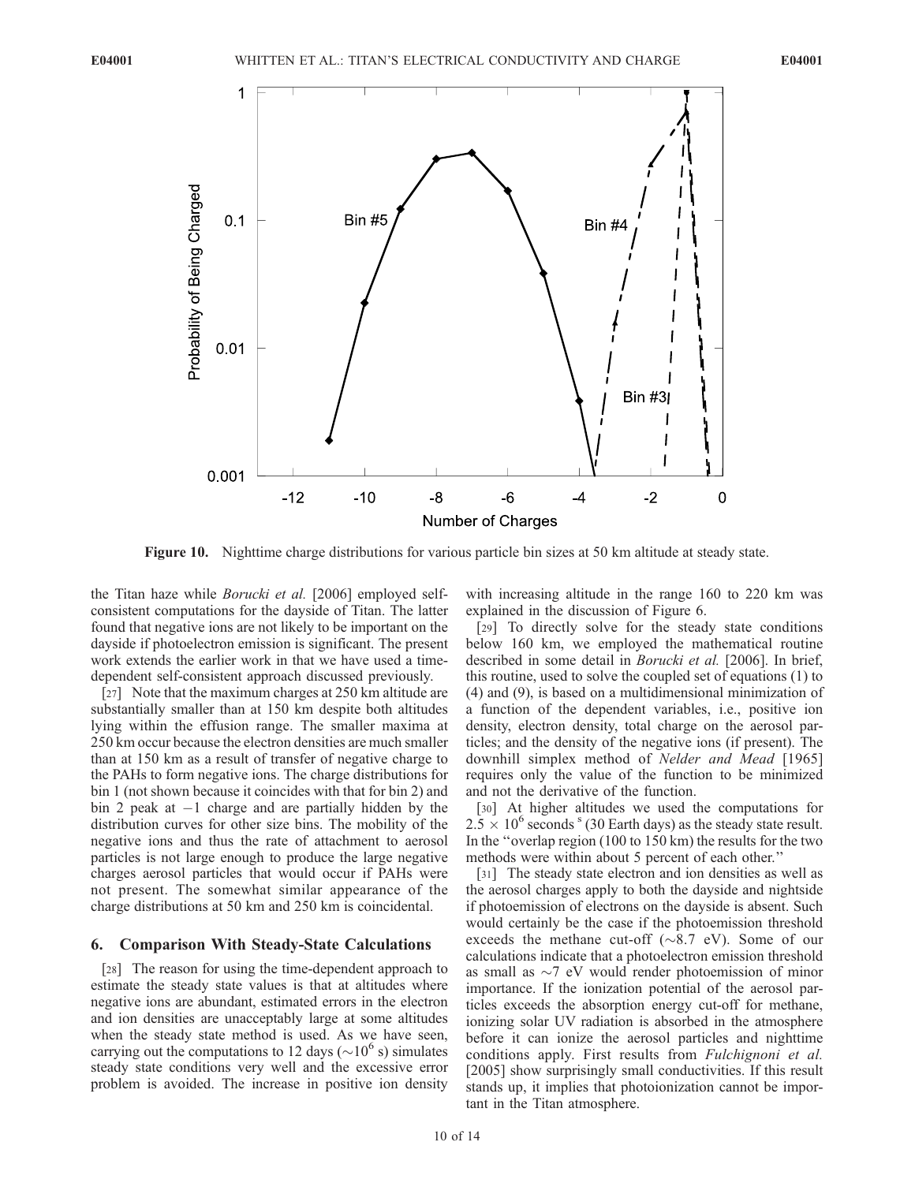**Figure 10.** Nighttime charge distributions for various particle bin sizes at 50 km altitude at steady state.

the Titan haze while *Borucki et al.* [2006] employed self-consistent computations for the dayside of Titan. The latter found that negative ions are not likely to be important on the dayside if photoelectron emission is significant. The present work extends the earlier work in that we have used a time-dependent self-consistent approach discussed previously.

[27] Note that the maximum charges at 250 km altitude are substantially smaller than at 150 km despite both altitudes lying within the effusion range. The smaller maxima at 250 km occur because the electron densities are much smaller than at 150 km as a result of transfer of negative charge to the PAHs to form negative ions. The charge distributions for bin 1 (not shown because it coincides with that for bin 2) and bin 2 peak at −1 charge and are partially hidden by the distribution curves for other size bins. The mobility of the negative ions and thus the rate of attachment to aerosol particles is not large enough to produce the large negative charges aerosol particles that would occur if PAHs were not present. The somewhat similar appearance of the charge distributions at 50 km and 250 km is coincidental.

## 6. Comparison With Steady-State Calculations

[28] The reason for using the time-dependent approach to estimate the steady state values is that at altitudes where negative ions are abundant, estimated errors in the electron and ion densities are unacceptably large at some altitudes when the steady state method is used. As we have seen, carrying out the computations to 12 days ($\sim 10^6$ s) simulates steady state conditions very well and the excessive error problem is avoided. The increase in positive ion density with increasing altitude in the range 160 to 220 km was explained in the discussion of Figure 6.

[29] To directly solve for the steady state conditions below 160 km, we employed the mathematical routine described in some detail in *Borucki et al.* [2006]. In brief, this routine, used to solve the coupled set of equations (1) to (4) and (9), is based on a multidimensional minimization of a function of the dependent variables, i.e., positive ion density, electron density, total charge on the aerosol particles; and the density of the negative ions (if present). The downhill simplex method of *Nelder and Mead* [1965] requires only the value of the function to be minimized and not the derivative of the function.

[30] At higher altitudes we used the computations for $2.5 \times 10^6$ seconds $^s$ (30 Earth days) as the steady state result. In the "overlap region (100 to 150 km) the results for the two methods were within about 5 percent of each other."

[31] The steady state electron and ion densities as well as the aerosol charges apply to both the dayside and nightside if photoemission of electrons on the dayside is absent. Such would certainly be the case if the photoemission threshold exceeds the methane cut-off ($\sim$8.7 eV). Some of our calculations indicate that a photoelectron emission threshold as small as $\sim$7 eV would render photoemission of minor importance. If the ionization potential of the aerosol particles exceeds the absorption energy cut-off for methane, ionizing solar UV radiation is absorbed in the atmosphere before it can ionize the aerosol particles and nighttime conditions apply. First results from *Fulchignoni et al.* [2005] show surprisingly small conductivities. If this result stands up, it implies that photoionization cannot be important in the Titan atmosphere.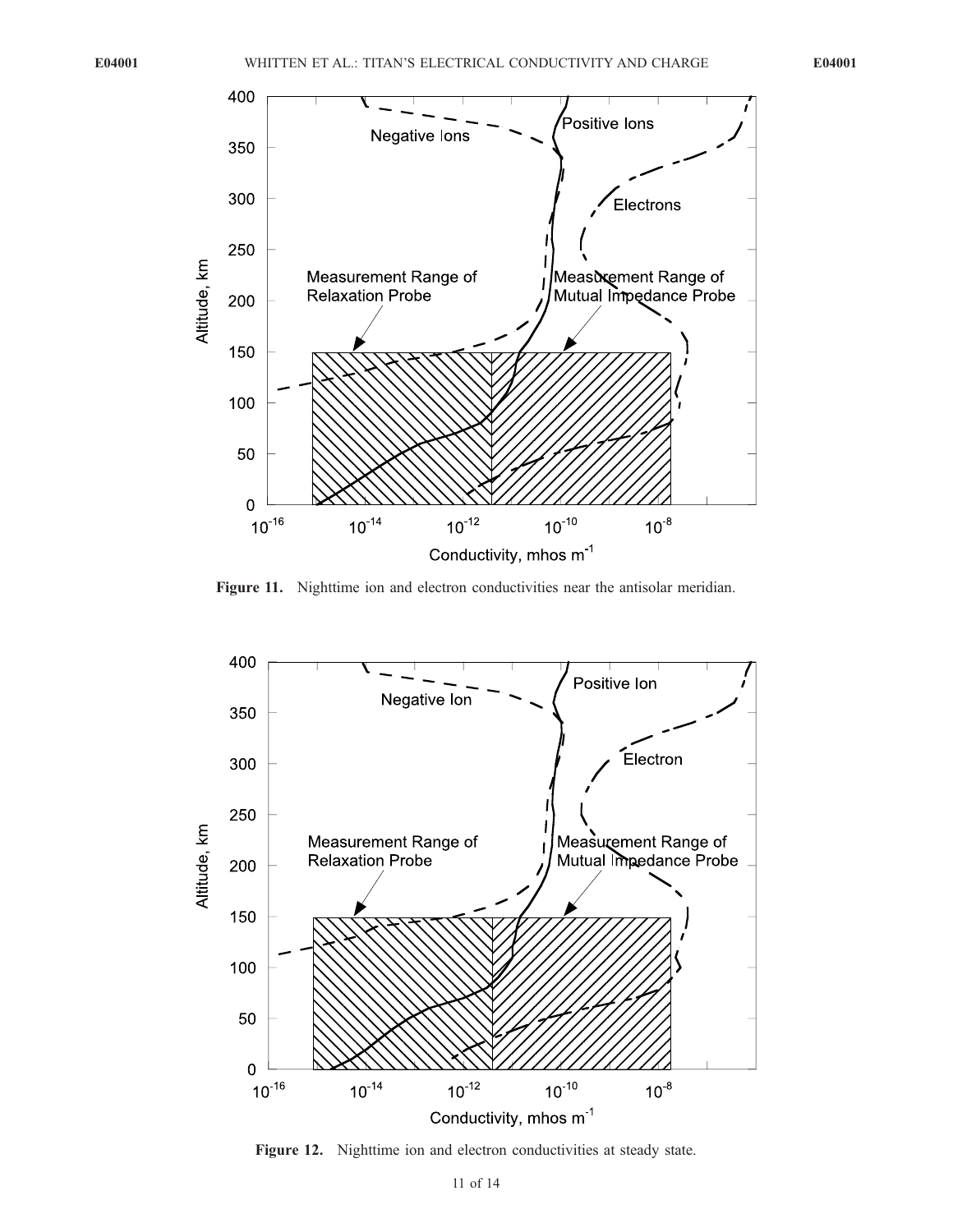Figure 11. Nighttime ion and electron conductivities near the antisolar meridian.

Figure 12. Nighttime ion and electron conductivities at steady state.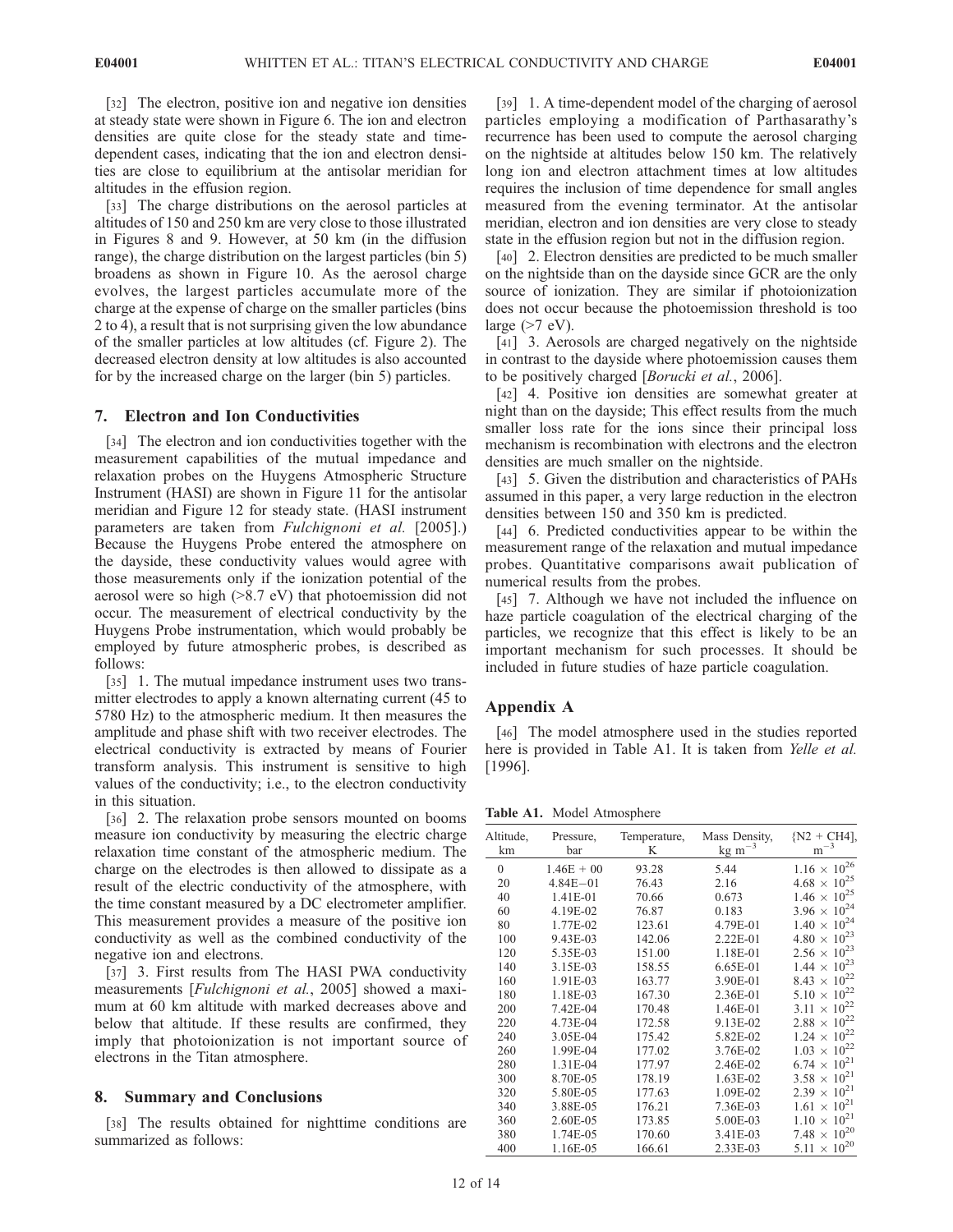[32] The electron, positive ion and negative ion densities at steady state were shown in Figure 6. The ion and electron densities are quite close for the steady state and time-dependent cases, indicating that the ion and electron densities are close to equilibrium at the antisolar meridian for altitudes in the effusion region.

[33] The charge distributions on the aerosol particles at altitudes of 150 and 250 km are very close to those illustrated in Figures 8 and 9. However, at 50 km (in the diffusion range), the charge distribution on the largest particles (bin 5) broadens as shown in Figure 10. As the aerosol charge evolves, the largest particles accumulate more of the charge at the expense of charge on the smaller particles (bins 2 to 4), a result that is not surprising given the low abundance of the smaller particles at low altitudes (cf. Figure 2). The decreased electron density at low altitudes is also accounted for by the increased charge on the larger (bin 5) particles.

## 7. Electron and Ion Conductivities

[34] The electron and ion conductivities together with the measurement capabilities of the mutual impedance and relaxation probes on the Huygens Atmospheric Structure Instrument (HASI) are shown in Figure 11 for the antisolar meridian and Figure 12 for steady state. (HASI instrument parameters are taken from *Fulchignoni et al.* [2005].) Because the Huygens Probe entered the atmosphere on the dayside, these conductivity values would agree with those measurements only if the ionization potential of the aerosol were so high (>8.7 eV) that photoemission did not occur. The measurement of electrical conductivity by the Huygens Probe instrumentation, which would probably be employed by future atmospheric probes, is described as follows:

[35] 1. The mutual impedance instrument uses two transmitter electrodes to apply a known alternating current (45 to 5780 Hz) to the atmospheric medium. It then measures the amplitude and phase shift with two receiver electrodes. The electrical conductivity is extracted by means of Fourier transform analysis. This instrument is sensitive to high values of the conductivity; i.e., to the electron conductivity in this situation.

[36] 2. The relaxation probe sensors mounted on booms measure ion conductivity by measuring the electric charge relaxation time constant of the atmospheric medium. The charge on the electrodes is then allowed to dissipate as a result of the electric conductivity of the atmosphere, with the time constant measured by a DC electrometer amplifier. This measurement provides a measure of the positive ion conductivity as well as the combined conductivity of the negative ion and electrons.

[37] 3. First results from The HASI PWA conductivity measurements [*Fulchignoni et al.*, 2005] showed a maximum at 60 km altitude with marked decreases above and below that altitude. If these results are confirmed, they imply that photoionization is not important source of electrons in the Titan atmosphere.

## 8. Summary and Conclusions

[38] The results obtained for nighttime conditions are summarized as follows:

[39] 1. A time-dependent model of the charging of aerosol particles employing a modification of Parthasarathy's recurrence has been used to compute the aerosol charging on the nightside at altitudes below 150 km. The relatively long ion and electron attachment times at low altitudes requires the inclusion of time dependence for small angles measured from the evening terminator. At the antisolar meridian, electron and ion densities are very close to steady state in the effusion region but not in the diffusion region.

[40] 2. Electron densities are predicted to be much smaller on the nightside than on the dayside since GCR are the only source of ionization. They are similar if photoionization does not occur because the photoemission threshold is too large (>7 eV).

[41] 3. Aerosols are charged negatively on the nightside in contrast to the dayside where photoemission causes them to be positively charged [*Borucki et al.*, 2006].

[42] 4. Positive ion densities are somewhat greater at night than on the dayside; This effect results from the much smaller loss rate for the ions since their principal loss mechanism is recombination with electrons and the electron densities are much smaller on the nightside.

[43] 5. Given the distribution and characteristics of PAHs assumed in this paper, a very large reduction in the electron densities between 150 and 350 km is predicted.

[44] 6. Predicted conductivities appear to be within the measurement range of the relaxation and mutual impedance probes. Quantitative comparisons await publication of numerical results from the probes.

[45] 7. Although we have not included the influence on haze particle coagulation of the electrical charging of the particles, we recognize that this effect is likely to be an important mechanism for such processes. It should be included in future studies of haze particle coagulation.

## Appendix A

[46] The model atmosphere used in the studies reported here is provided in Table A1. It is taken from *Yelle et al.* [1996].

**Table A1.** Model Atmosphere

| Altitude, km | Pressure, bar | Temperature, K | Mass Density, kg m$^{-3}$ | {N2 + CH4], m$^{-3}$ |
|---|---|---|---|---|
| 0 | 1.46E + 00 | 93.28 | 5.44 | $1.16 \times 10^{26}$ |
| 20 | 4.84E−01 | 76.43 | 2.16 | $4.68 \times 10^{25}$ |
| 40 | 1.41E-01 | 70.66 | 0.673 | $1.46 \times 10^{25}$ |
| 60 | 4.19E-02 | 76.87 | 0.183 | $3.96 \times 10^{24}$ |
| 80 | 1.77E-02 | 123.61 | 4.79E-01 | $1.40 \times 10^{24}$ |
| 100 | 9.43E-03 | 142.06 | 2.22E-01 | $4.80 \times 10^{23}$ |
| 120 | 5.35E-03 | 151.00 | 1.18E-01 | $2.56 \times 10^{23}$ |
| 140 | 3.15E-03 | 158.55 | 6.65E-01 | $1.44 \times 10^{23}$ |
| 160 | 1.91E-03 | 163.77 | 3.90E-01 | $8.43 \times 10^{22}$ |
| 180 | 1.18E-03 | 167.30 | 2.36E-01 | $5.10 \times 10^{22}$ |
| 200 | 7.42E-04 | 170.48 | 1.46E-01 | $3.11 \times 10^{22}$ |
| 220 | 4.73E-04 | 172.58 | 9.13E-02 | $2.88 \times 10^{22}$ |
| 240 | 3.05E-04 | 175.42 | 5.82E-02 | $1.24 \times 10^{22}$ |
| 260 | 1.99E-04 | 177.02 | 3.76E-02 | $1.03 \times 10^{22}$ |
| 280 | 1.31E-04 | 177.97 | 2.46E-02 | $6.74 \times 10^{21}$ |
| 300 | 8.70E-05 | 178.19 | 1.63E-02 | $3.58 \times 10^{21}$ |
| 320 | 5.80E-05 | 177.63 | 1.09E-02 | $2.39 \times 10^{21}$ |
| 340 | 3.88E-05 | 176.21 | 7.36E-03 | $1.61 \times 10^{21}$ |
| 360 | 2.60E-05 | 173.85 | 5.00E-03 | $1.10 \times 10^{21}$ |
| 380 | 1.74E-05 | 170.60 | 3.41E-03 | $7.48 \times 10^{20}$ |
| 400 | 1.16E-05 | 166.61 | 2.33E-03 | $5.11 \times 10^{20}$ |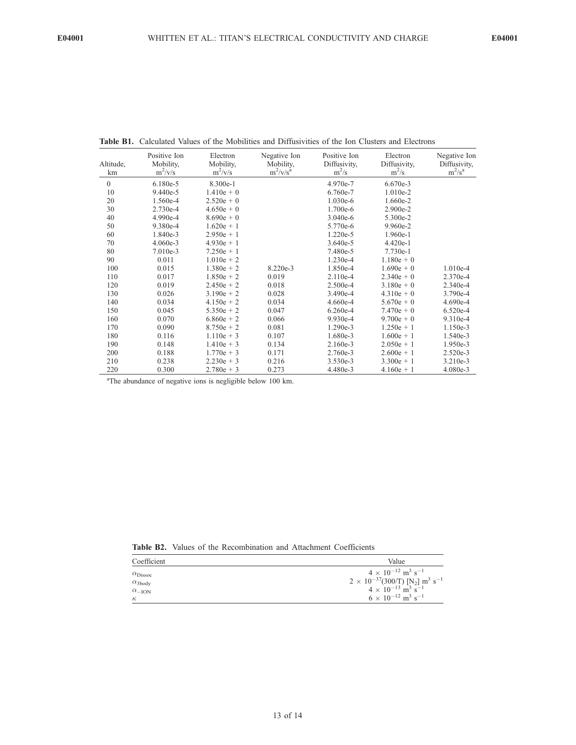**Table B1.** Calculated Values of the Mobilities and Diffusivities of the Ion Clusters and Electrons

| Altitude, km | Positive Ion Mobility, $m^2/v/s$ | Electron Mobility, $m^2/v/s$ | Negative Ion Mobility, $m^2/v/s$[a] | Positive Ion Diffusivity, $m^2/s$ | Electron Diffusivity, $m^2/s$ | Negative Ion Diffusivity, $m^2/s$[a] |
|---|---|---|---|---|---|---|
| 0 | 6.180e-5 | 8.300e-1 | | 4.970e-7 | 6.670e-3 | |
| 10 | 9.440e-5 | 1.410e + 0 | | 6.760e-7 | 1.010e-2 | |
| 20 | 1.560e-4 | 2.520e + 0 | | 1.030e-6 | 1.660e-2 | |
| 30 | 2.730e-4 | 4.650e + 0 | | 1.700e-6 | 2.900e-2 | |
| 40 | 4.990e-4 | 8.690e + 0 | | 3.040e-6 | 5.300e-2 | |
| 50 | 9.380e-4 | 1.620e + 1 | | 5.770e-6 | 9.960e-2 | |
| 60 | 1.840e-3 | 2.950e + 1 | | 1.220e-5 | 1.960e-1 | |
| 70 | 4.060e-3 | 4.930e + 1 | | 3.640e-5 | 4.420e-1 | |
| 80 | 7.010e-3 | 7.250e + 1 | | 7.480e-5 | 7.730e-1 | |
| 90 | 0.011 | 1.010e + 2 | | 1.230e-4 | 1.180e + 0 | |
| 100 | 0.015 | 1.380e + 2 | 8.220e-3 | 1.850e-4 | 1.690e + 0 | 1.010e-4 |
| 110 | 0.017 | 1.850e + 2 | 0.019 | 2.110e-4 | 2.340e + 0 | 2.370e-4 |
| 120 | 0.019 | 2.450e + 2 | 0.018 | 2.500e-4 | 3.180e + 0 | 2.340e-4 |
| 130 | 0.026 | 3.190e + 2 | 0.028 | 3.490e-4 | 4.310e + 0 | 3.790e-4 |
| 140 | 0.034 | 4.150e + 2 | 0.034 | 4.660e-4 | 5.670e + 0 | 4.690e-4 |
| 150 | 0.045 | 5.350e + 2 | 0.047 | 6.260e-4 | 7.470e + 0 | 6.520e-4 |
| 160 | 0.070 | 6.860e + 2 | 0.066 | 9.930e-4 | 9.700e + 0 | 9.310e-4 |
| 170 | 0.090 | 8.750e + 2 | 0.081 | 1.290e-3 | 1.250e + 1 | 1.150e-3 |
| 180 | 0.116 | 1.110e + 3 | 0.107 | 1.680e-3 | 1.600e + 1 | 1.540e-3 |
| 190 | 0.148 | 1.410e + 3 | 0.134 | 2.160e-3 | 2.050e + 1 | 1.950e-3 |
| 200 | 0.188 | 1.770e + 3 | 0.171 | 2.760e-3 | 2.600e + 1 | 2.520e-3 |
| 210 | 0.238 | 2.230e + 3 | 0.216 | 3.530e-3 | 3.300e + 1 | 3.210e-3 |
| 220 | 0.300 | 2.780e + 3 | 0.273 | 4.480e-3 | 4.160e + 1 | 4.080e-3 |

[a]The abundance of negative ions is negligible below 100 km.

**Table B2.** Values of the Recombination and Attachment Coefficients

| Coefficient | Value |
|---|---|
| $\alpha_{\mathrm{Dissoc}}$ | $4 \times 10^{-12}$ m$^3$ s$^{-1}$ |
| $\alpha_{\mathrm{3body}}$ | $2 \times 10^{-37}(300/T)$ [$N_2$] m$^3$ s$^{-1}$ |
| $\alpha_{-\mathrm{ION}}$ | $4 \times 10^{-13}$ m$^3$ s$^{-1}$ |
| $\kappa$ | $6 \times 10^{-12}$ m$^3$ s$^{-1}$ |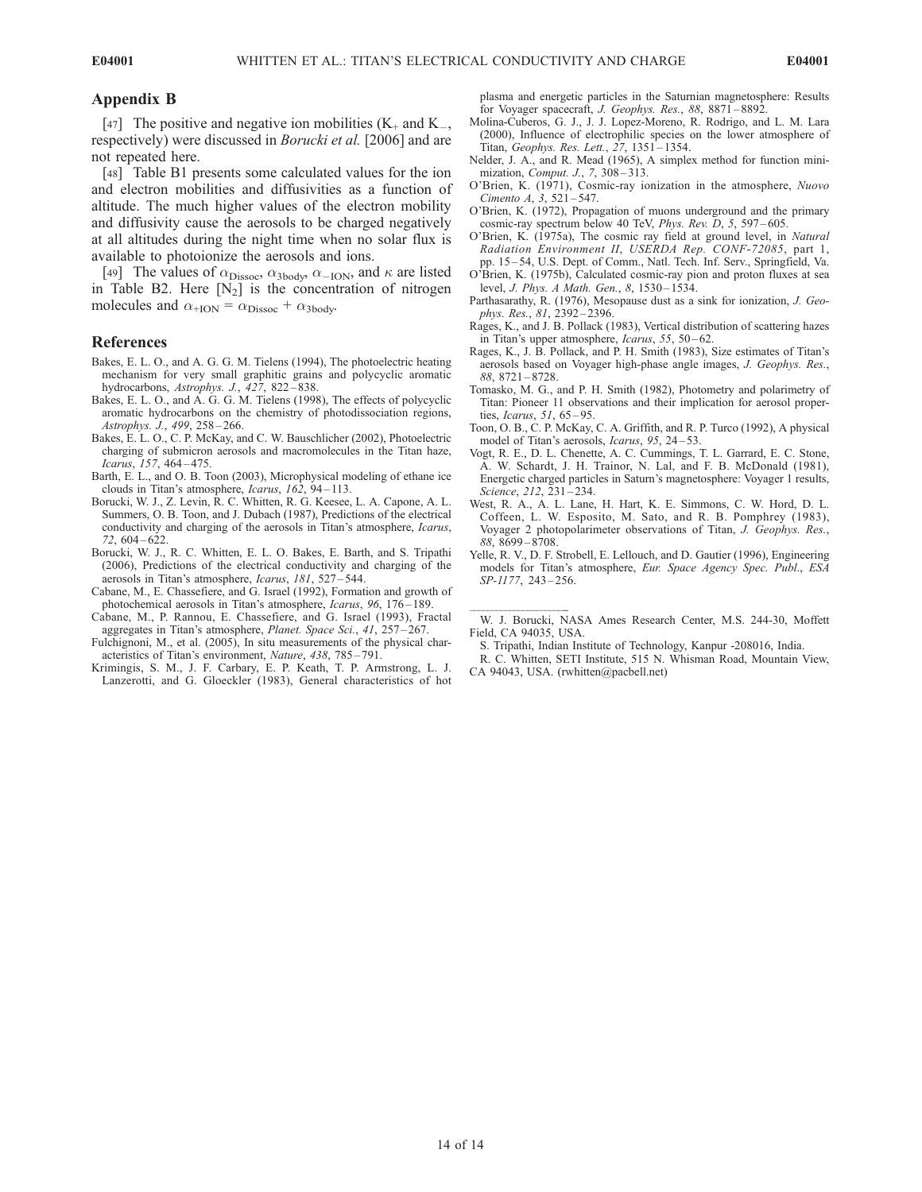## Appendix B

[47] The positive and negative ion mobilities ($K_+$ and $K_-$, respectively) were discussed in *Borucki et al.* [2006] and are not repeated here.

[48] Table B1 presents some calculated values for the ion and electron mobilities and diffusivities as a function of altitude. The much higher values of the electron mobility and diffusivity cause the aerosols to be charged negatively at all altitudes during the night time when no solar flux is available to photoionize the aerosols and ions.

[49] The values of $\alpha_{\text{Dissoc}}$, $\alpha_{\text{3body}}$, $\alpha_{-\text{ION}}$, and $\kappa$ are listed in Table B2. Here $[N_2]$ is the concentration of nitrogen molecules and $\alpha_{+\text{ION}} = \alpha_{\text{Dissoc}} + \alpha_{\text{3body}}$.

## References

Bakes, E. L. O., and A. G. G. M. Tielens (1994), The photoelectric heating mechanism for very small graphitic grains and polycyclic aromatic hydrocarbons, *Astrophys. J.*, *427*, 822–838.

Bakes, E. L. O., and A. G. G. M. Tielens (1998), The effects of polycyclic aromatic hydrocarbons on the chemistry of photodissociation regions, *Astrophys. J.*, *499*, 258–266.

Bakes, E. L. O., C. P. McKay, and C. W. Bauschlicher (2002), Photoelectric charging of submicron aerosols and macromolecules in the Titan haze, *Icarus*, *157*, 464–475.

Barth, E. L., and O. B. Toon (2003), Microphysical modeling of ethane ice clouds in Titan's atmosphere, *Icarus*, *162*, 94–113.

Borucki, W. J., Z. Levin, R. C. Whitten, R. G. Keesee, L. A. Capone, A. L. Summers, O. B. Toon, and J. Dubach (1987), Predictions of the electrical conductivity and charging of the aerosols in Titan's atmosphere, *Icarus*, *72*, 604–622.

Borucki, W. J., R. C. Whitten, E. L. O. Bakes, E. Barth, and S. Tripathi (2006), Predictions of the electrical conductivity and charging of the aerosols in Titan's atmosphere, *Icarus*, *181*, 527–544.

Cabane, M., E. Chassefiere, and G. Israel (1992), Formation and growth of photochemical aerosols in Titan's atmosphere, *Icarus*, *96*, 176–189.

Cabane, M., P. Rannou, E. Chassefiere, and G. Israel (1993), Fractal aggregates in Titan's atmosphere, *Planet. Space Sci.*, *41*, 257–267.

Fulchignoni, M., et al. (2005), In situ measurements of the physical characteristics of Titan's environment, *Nature*, *438*, 785–791.

Krimingis, S. M., J. F. Carbary, E. P. Keath, T. P. Armstrong, L. J. Lanzerotti, and G. Gloeckler (1983), General characteristics of hot plasma and energetic particles in the Saturnian magnetosphere: Results for Voyager spacecraft, *J. Geophys. Res.*, *88*, 8871–8892.

Molina-Cuberos, G. J., J. J. Lopez-Moreno, R. Rodrigo, and L. M. Lara (2000), Influence of electrophilic species on the lower atmosphere of Titan, *Geophys. Res. Lett.*, *27*, 1351–1354.

Nelder, J. A., and R. Mead (1965), A simplex method for function minimization, *Comput. J.*, *7*, 308–313.

O'Brien, K. (1971), Cosmic-ray ionization in the atmosphere, *Nuovo Cimento A*, *3*, 521–547.

O'Brien, K. (1972), Propagation of muons underground and the primary cosmic-ray spectrum below 40 TeV, *Phys. Rev. D*, *5*, 597–605.

O'Brien, K. (1975a), The cosmic ray field at ground level, in *Natural Radiation Environment II*, *USERDA Rep. CONF-72085*, part 1, pp. 15–54, U.S. Dept. of Comm., Natl. Tech. Inf. Serv., Springfield, Va.

O'Brien, K. (1975b), Calculated cosmic-ray pion and proton fluxes at sea level, *J. Phys. A Math. Gen.*, *8*, 1530–1534.

Parthasarathy, R. (1976), Mesopause dust as a sink for ionization, *J. Geophys. Res.*, *81*, 2392–2396.

Rages, K., and J. B. Pollack (1983), Vertical distribution of scattering hazes in Titan's upper atmosphere, *Icarus*, *55*, 50–62.

Rages, K., J. B. Pollack, and P. H. Smith (1983), Size estimates of Titan's aerosols based on Voyager high-phase angle images, *J. Geophys. Res.*, *88*, 8721–8728.

Tomasko, M. G., and P. H. Smith (1982), Photometry and polarimetry of Titan: Pioneer 11 observations and their implication for aerosol properties, *Icarus*, *51*, 65–95.

Toon, O. B., C. P. McKay, C. A. Griffith, and R. P. Turco (1992), A physical model of Titan's aerosols, *Icarus*, *95*, 24–53.

Vogt, R. E., D. L. Chenette, A. C. Cummings, T. L. Garrard, E. C. Stone, A. W. Schardt, J. H. Trainor, N. Lal, and F. B. McDonald (1981), Energetic charged particles in Saturn's magnetosphere: Voyager 1 results, *Science*, *212*, 231–234.

West, R. A., A. L. Lane, H. Hart, K. E. Simmons, C. W. Hord, D. L. Coffeen, L. W. Esposito, M. Sato, and R. B. Pomphrey (1983), Voyager 2 photopolarimeter observations of Titan, *J. Geophys. Res.*, *88*, 8699–8708.

Yelle, R. V., D. F. Strobell, E. Lellouch, and D. Gautier (1996), Engineering models for Titan's atmosphere, *Eur. Space Agency Spec. Publ.*, *ESA SP-1177*, 243–256.

---

W. J. Borucki, NASA Ames Research Center, M.S. 244-30, Moffett Field, CA 94035, USA.

S. Tripathi, Indian Institute of Technology, Kanpur -208016, India.

R. C. Whitten, SETI Institute, 515 N. Whisman Road, Mountain View, CA 94043, USA. (rwhitten@pacbell.net)